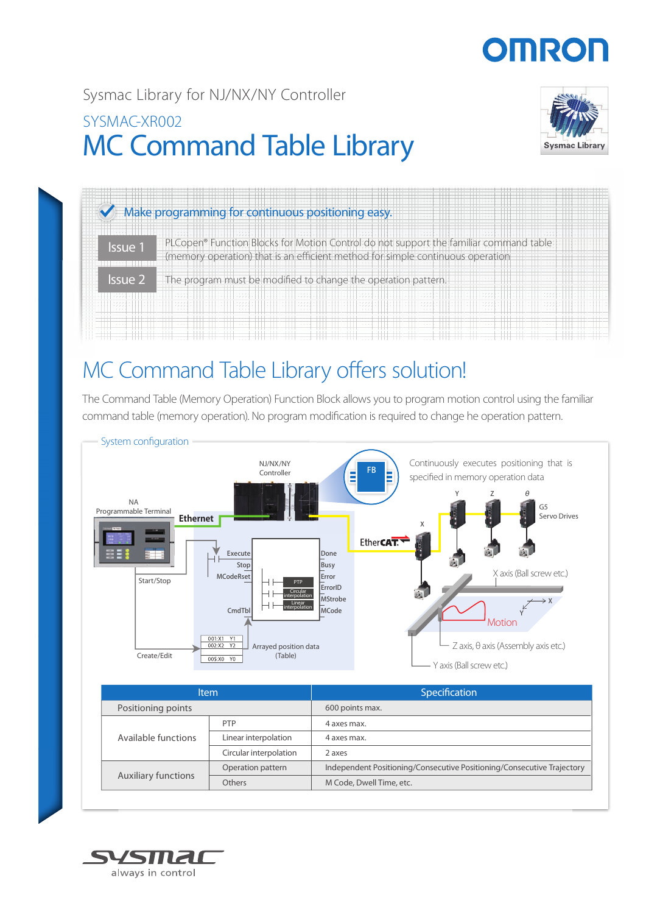Sysmac Library for NJ/NX/NY Controller

SYSMAC-XR002

# MC Command Table Library

Make programming for continuous positioning easy.

**Issue 1** PLCopen® Function Blocks for Motion Control do not support the familiar command table (memory operation) that is an efficient method for simple continuous operation.

**Issue 2** The program must be modified to change the operation pattern.

## MC Command Table Library offers solution!

The Command Table (Memory Operation) Function Block allows you to program motion control using the familiar command table (memory operation). No program modification is required to change he operation pattern.

### System configuration

Continuously executes positioning that is specified in memory operation data

| Item | | Specification |
|---|---|---|
| Positioning points | | 600 points max. |
| Available functions | PTP | 4 axes max. |
| | Linear interpolation | 4 axes max. |
| | Circular interpolation | 2 axes |
| Auxiliary functions | Operation pattern | Independent Positioning/Consecutive Positioning/Consecutive Trajectory |
| | Others | M Code, Dwell Time, etc. |

always in control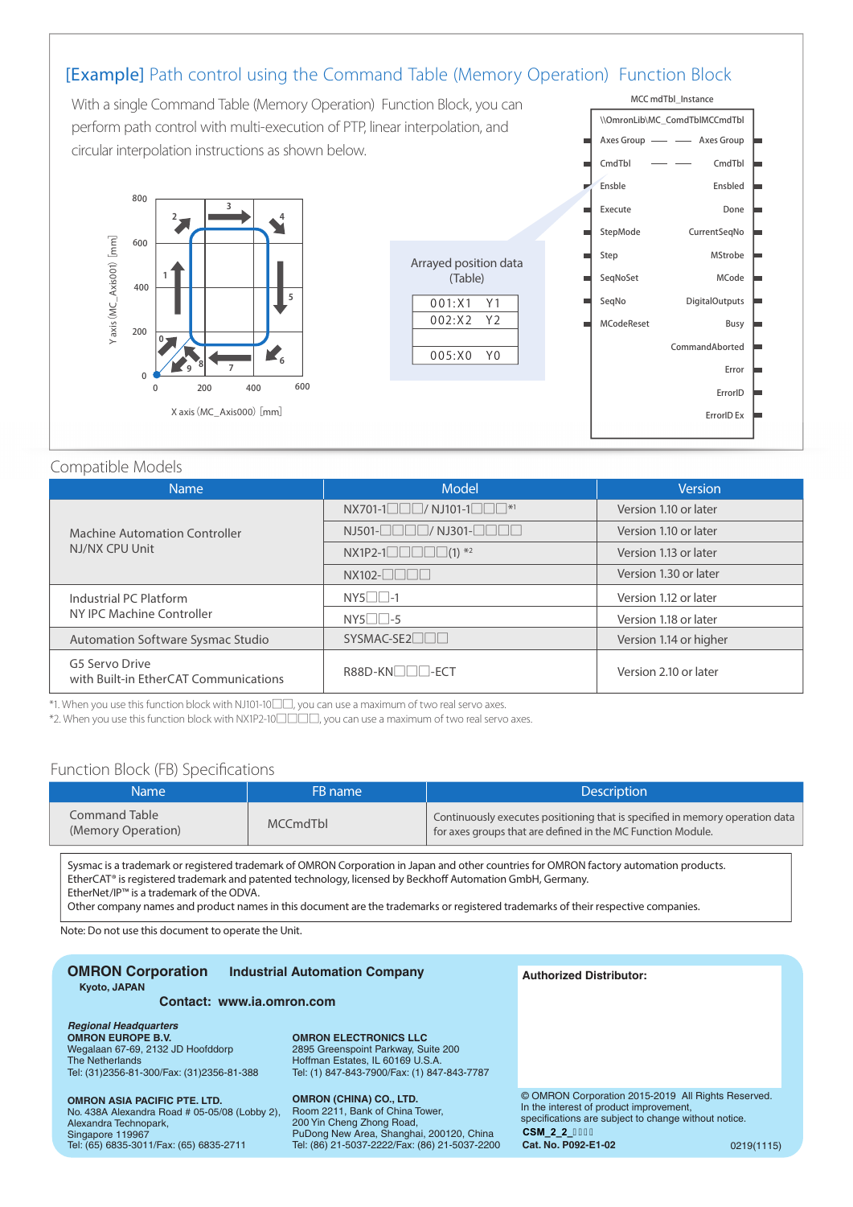## [Example] Path control using the Command Table (Memory Operation) Function Block

With a single Command Table (Memory Operation) Function Block, you can perform path control with multi-execution of PTP, linear interpolation, and circular interpolation instructions as shown below.

Y axis (MC_Axis001) [mm]
800
600
400
200
0
0
200
400
600
X axis (MC_Axis000) [mm]
0 1 2 3 4 5 6 7 8 9

Arrayed position data (Table)

| | |
|---|---|
| 001:X1 | Y1 |
| 002:X2 | Y2 |
| | |
| 005:X0 | Y0 |

MCC mdTbl_Instance

\\OmronLib\MC_ComdTblMCCmdTbl

| | |
|---|---|
| Axes Group | Axes Group |
| CmdTbl | CmdTbl |
| Ensble | Ensbled |
| Execute | Done |
| StepMode | CurrentSeqNo |
| Step | MStrobe |
| SeqNoSet | MCode |
| SeqNo | DigitalOutputs |
| MCodeReset | Busy |
| | CommandAborted |
| | Error |
| | ErrorID |
| | ErrorID Ex |

## Compatible Models

| Name | Model | Version |
|---|---|---|
| Machine Automation Controller NJ/NX CPU Unit | NX701-1□□□/ NJ101-1□□□ *1 | Version 1.10 or later |
| | NJ501-□□□□/ NJ301-□□□□ | Version 1.10 or later |
| | NX1P2-1□□□□□(1) *2 | Version 1.13 or later |
| | NX102-□□□□ | Version 1.30 or later |
| Industrial PC Platform NY IPC Machine Controller | NY5□□-1 | Version 1.12 or later |
| | NY5□□-5 | Version 1.18 or later |
| Automation Software Sysmac Studio | SYSMAC-SE2□□□ | Version 1.14 or higher |
| G5 Servo Drive with Built-in EtherCAT Communications | R88D-KN□□□-ECT | Version 2.10 or later |

*1. When you use this function block with NJ101-10□□, you can use a maximum of two real servo axes.
*2. When you use this function block with NX1P2-10□□□□, you can use a maximum of two real servo axes.

## Function Block (FB) Specifications

| Name | FB name | Description |
|---|---|---|
| Command Table (Memory Operation) | MCCmdTbl | Continuously executes positioning that is specified in memory operation data for axes groups that are defined in the MC Function Module. |

Sysmac is a trademark or registered trademark of OMRON Corporation in Japan and other countries for OMRON factory automation products.
EtherCAT® is registered trademark and patented technology, licensed by Beckhoff Automation GmbH, Germany.
EtherNet/IP™ is a trademark of the ODVA.
Other company names and product names in this document are the trademarks or registered trademarks of their respective companies.

Note: Do not use this document to operate the Unit.

**OMRON Corporation** **Industrial Automation Company**
**Kyoto, JAPAN**
**Contact: www.ia.omron.com**

***Regional Headquarters***
**OMRON EUROPE B.V.**
Wegalaan 67-69, 2132 JD Hoofddorp
The Netherlands
Tel: (31)2356-81-300/Fax: (31)2356-81-388

**OMRON ELECTRONICS LLC**
2895 Greenspoint Parkway, Suite 200
Hoffman Estates, IL 60169 U.S.A.
Tel: (1) 847-843-7900/Fax: (1) 847-843-7787

**OMRON ASIA PACIFIC PTE. LTD.**
No. 438A Alexandra Road # 05-05/08 (Lobby 2),
Alexandra Technopark,
Singapore 119967
Tel: (65) 6835-3011/Fax: (65) 6835-2711

**OMRON (CHINA) CO., LTD.**
Room 2211, Bank of China Tower,
200 Yin Cheng Zhong Road,
PuDong New Area, Shanghai, 200120, China
Tel: (86) 21-5037-2222/Fax: (86) 21-5037-2200

**Authorized Distributor:**

© OMRON Corporation 2015-2019 All Rights Reserved.
In the interest of product improvement,
specifications are subject to change without notice.

**CSM_2_2_□□□□**
**Cat. No. P092-E1-02** 0219(1115)